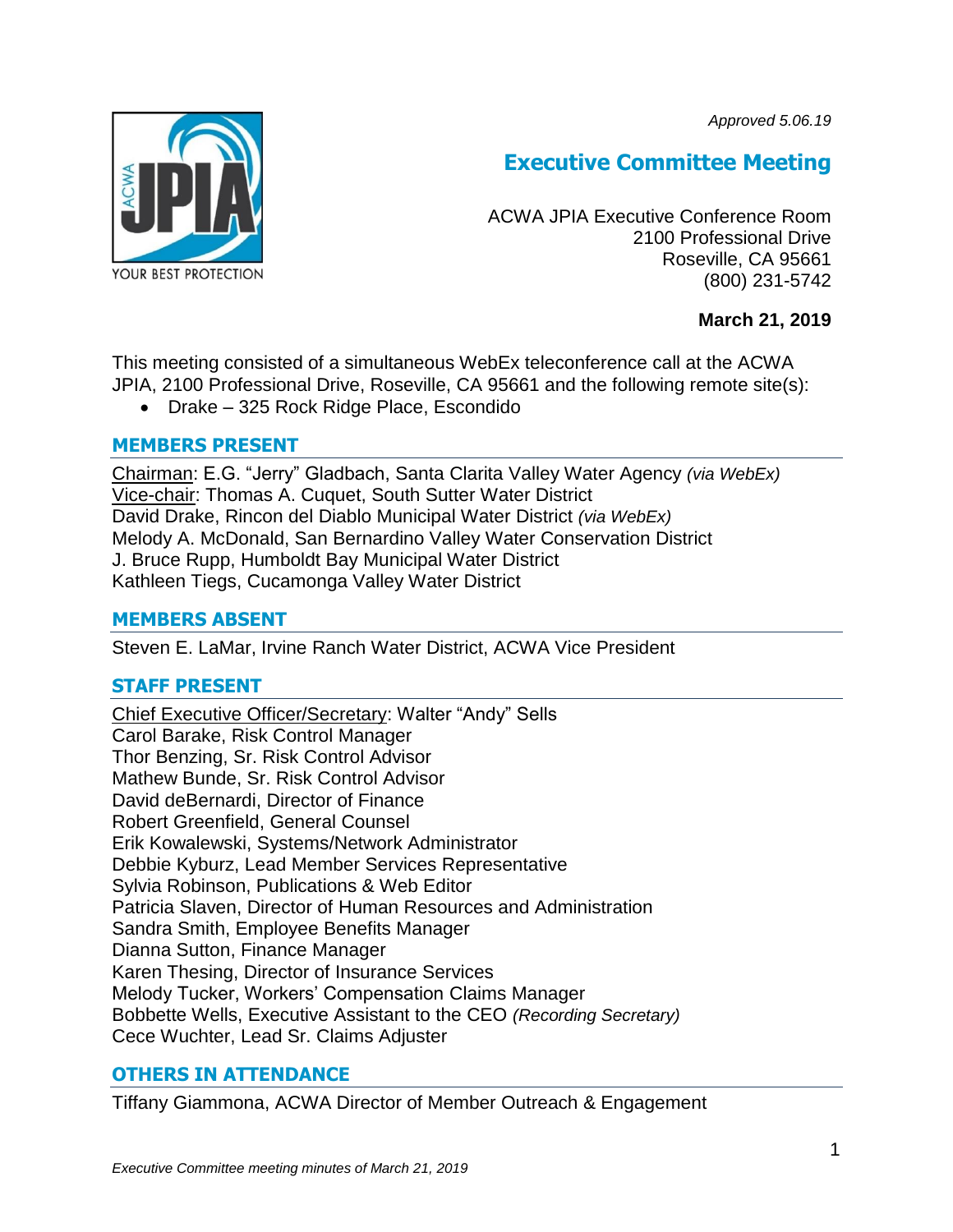*Approved 5.06.19*

# Executive Committee Meeting

ACWA JPIA Executive Conference Room
2100 Professional Drive
Roseville, CA 95661
(800) 231-5742

**March 21, 2019**

This meeting consisted of a simultaneous WebEx teleconference call at the ACWA JPIA, 2100 Professional Drive, Roseville, CA 95661 and the following remote site(s):

- Drake – 325 Rock Ridge Place, Escondido

## MEMBERS PRESENT

Chairman: E.G. "Jerry" Gladbach, Santa Clarita Valley Water Agency *(via WebEx)*
Vice-chair: Thomas A. Cuquet, South Sutter Water District
David Drake, Rincon del Diablo Municipal Water District *(via WebEx)*
Melody A. McDonald, San Bernardino Valley Water Conservation District
J. Bruce Rupp, Humboldt Bay Municipal Water District
Kathleen Tiegs, Cucamonga Valley Water District

## MEMBERS ABSENT

Steven E. LaMar, Irvine Ranch Water District, ACWA Vice President

## STAFF PRESENT

Chief Executive Officer/Secretary: Walter "Andy" Sells
Carol Barake, Risk Control Manager
Thor Benzing, Sr. Risk Control Advisor
Mathew Bunde, Sr. Risk Control Advisor
David deBernardi, Director of Finance
Robert Greenfield, General Counsel
Erik Kowalewski, Systems/Network Administrator
Debbie Kyburz, Lead Member Services Representative
Sylvia Robinson, Publications & Web Editor
Patricia Slaven, Director of Human Resources and Administration
Sandra Smith, Employee Benefits Manager
Dianna Sutton, Finance Manager
Karen Thesing, Director of Insurance Services
Melody Tucker, Workers' Compensation Claims Manager
Bobbette Wells, Executive Assistant to the CEO *(Recording Secretary)*
Cece Wuchter, Lead Sr. Claims Adjuster

## OTHERS IN ATTENDANCE

Tiffany Giammona, ACWA Director of Member Outreach & Engagement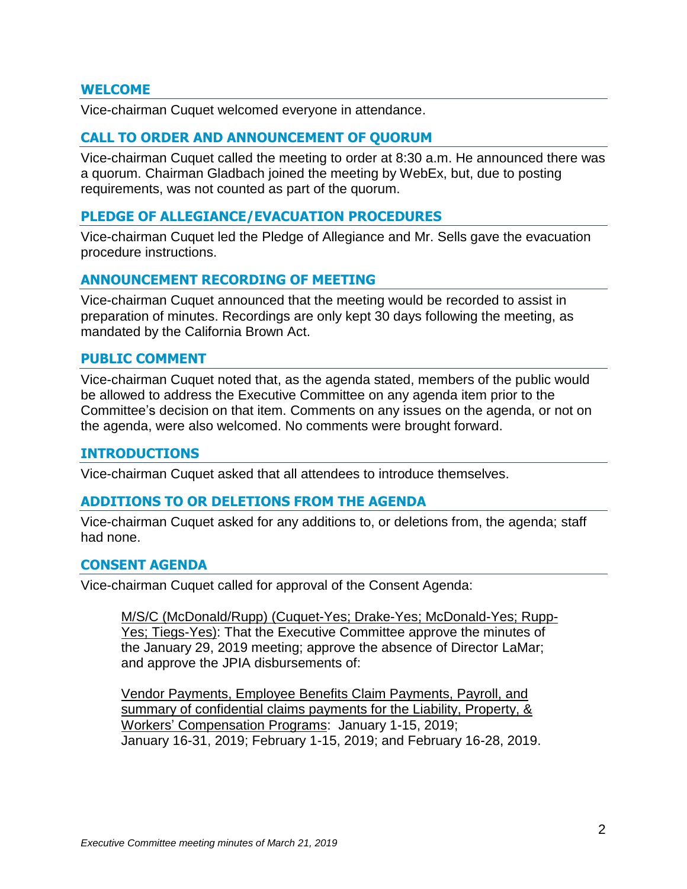## WELCOME

Vice-chairman Cuquet welcomed everyone in attendance.

## CALL TO ORDER AND ANNOUNCEMENT OF QUORUM

Vice-chairman Cuquet called the meeting to order at 8:30 a.m. He announced there was a quorum. Chairman Gladbach joined the meeting by WebEx, but, due to posting requirements, was not counted as part of the quorum.

## PLEDGE OF ALLEGIANCE/EVACUATION PROCEDURES

Vice-chairman Cuquet led the Pledge of Allegiance and Mr. Sells gave the evacuation procedure instructions.

## ANNOUNCEMENT RECORDING OF MEETING

Vice-chairman Cuquet announced that the meeting would be recorded to assist in preparation of minutes. Recordings are only kept 30 days following the meeting, as mandated by the California Brown Act.

## PUBLIC COMMENT

Vice-chairman Cuquet noted that, as the agenda stated, members of the public would be allowed to address the Executive Committee on any agenda item prior to the Committee's decision on that item. Comments on any issues on the agenda, or not on the agenda, were also welcomed. No comments were brought forward.

## INTRODUCTIONS

Vice-chairman Cuquet asked that all attendees to introduce themselves.

## ADDITIONS TO OR DELETIONS FROM THE AGENDA

Vice-chairman Cuquet asked for any additions to, or deletions from, the agenda; staff had none.

## CONSENT AGENDA

Vice-chairman Cuquet called for approval of the Consent Agenda:

> M/S/C (McDonald/Rupp) (Cuquet-Yes; Drake-Yes; McDonald-Yes; Rupp-Yes; Tiegs-Yes): That the Executive Committee approve the minutes of the January 29, 2019 meeting; approve the absence of Director LaMar; and approve the JPIA disbursements of:
>
> Vendor Payments, Employee Benefits Claim Payments, Payroll, and summary of confidential claims payments for the Liability, Property, & Workers' Compensation Programs: January 1-15, 2019; January 16-31, 2019; February 1-15, 2019; and February 16-28, 2019.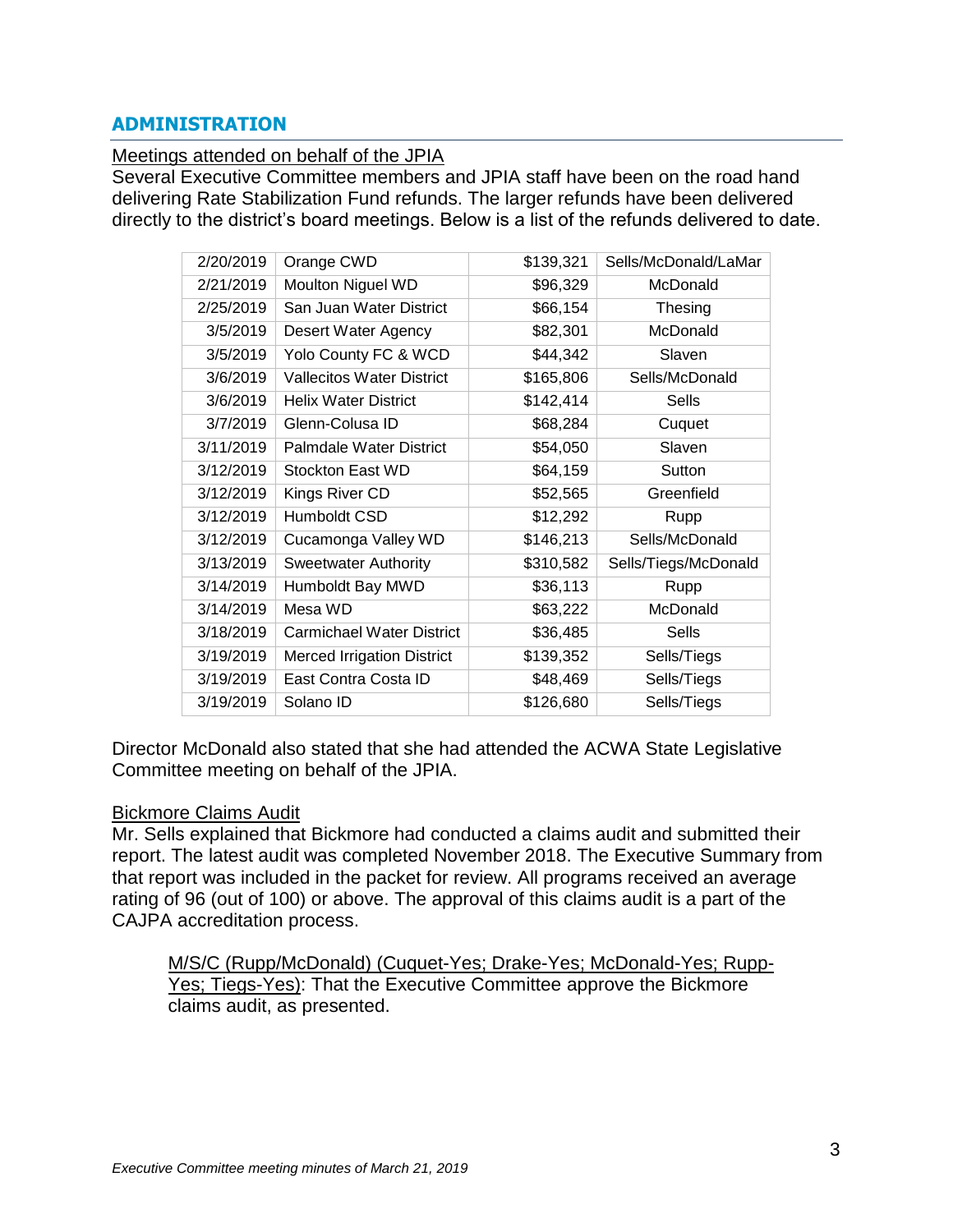## ADMINISTRATION

Meetings attended on behalf of the JPIA

Several Executive Committee members and JPIA staff have been on the road hand delivering Rate Stabilization Fund refunds. The larger refunds have been delivered directly to the district's board meetings. Below is a list of the refunds delivered to date.

| | | | |
|---|---|---|---|
| 2/20/2019 | Orange CWD | $139,321 | Sells/McDonald/LaMar |
| 2/21/2019 | Moulton Niguel WD | $96,329 | McDonald |
| 2/25/2019 | San Juan Water District | $66,154 | Thesing |
| 3/5/2019 | Desert Water Agency | $82,301 | McDonald |
| 3/5/2019 | Yolo County FC & WCD | $44,342 | Slaven |
| 3/6/2019 | Vallecitos Water District | $165,806 | Sells/McDonald |
| 3/6/2019 | Helix Water District | $142,414 | Sells |
| 3/7/2019 | Glenn-Colusa ID | $68,284 | Cuquet |
| 3/11/2019 | Palmdale Water District | $54,050 | Slaven |
| 3/12/2019 | Stockton East WD | $64,159 | Sutton |
| 3/12/2019 | Kings River CD | $52,565 | Greenfield |
| 3/12/2019 | Humboldt CSD | $12,292 | Rupp |
| 3/12/2019 | Cucamonga Valley WD | $146,213 | Sells/McDonald |
| 3/13/2019 | Sweetwater Authority | $310,582 | Sells/Tiegs/McDonald |
| 3/14/2019 | Humboldt Bay MWD | $36,113 | Rupp |
| 3/14/2019 | Mesa WD | $63,222 | McDonald |
| 3/18/2019 | Carmichael Water District | $36,485 | Sells |
| 3/19/2019 | Merced Irrigation District | $139,352 | Sells/Tiegs |
| 3/19/2019 | East Contra Costa ID | $48,469 | Sells/Tiegs |
| 3/19/2019 | Solano ID | $126,680 | Sells/Tiegs |

Director McDonald also stated that she had attended the ACWA State Legislative Committee meeting on behalf of the JPIA.

Bickmore Claims Audit

Mr. Sells explained that Bickmore had conducted a claims audit and submitted their report. The latest audit was completed November 2018. The Executive Summary from that report was included in the packet for review. All programs received an average rating of 96 (out of 100) or above. The approval of this claims audit is a part of the CAJPA accreditation process.

> M/S/C (Rupp/McDonald) (Cuquet-Yes; Drake-Yes; McDonald-Yes; Rupp-Yes; Tiegs-Yes): That the Executive Committee approve the Bickmore claims audit, as presented.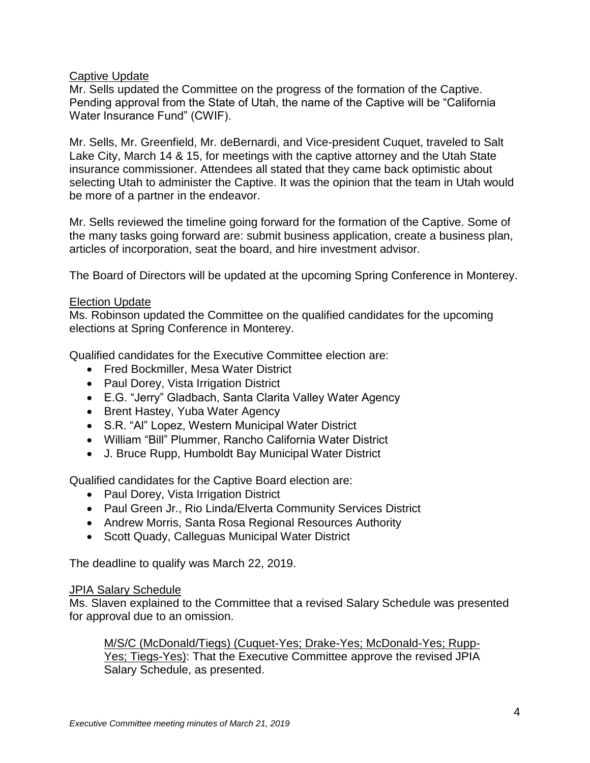Captive Update

Mr. Sells updated the Committee on the progress of the formation of the Captive. Pending approval from the State of Utah, the name of the Captive will be "California Water Insurance Fund" (CWIF).

Mr. Sells, Mr. Greenfield, Mr. deBernardi, and Vice-president Cuquet, traveled to Salt Lake City, March 14 & 15, for meetings with the captive attorney and the Utah State insurance commissioner. Attendees all stated that they came back optimistic about selecting Utah to administer the Captive. It was the opinion that the team in Utah would be more of a partner in the endeavor.

Mr. Sells reviewed the timeline going forward for the formation of the Captive. Some of the many tasks going forward are: submit business application, create a business plan, articles of incorporation, seat the board, and hire investment advisor.

The Board of Directors will be updated at the upcoming Spring Conference in Monterey.

Election Update

Ms. Robinson updated the Committee on the qualified candidates for the upcoming elections at Spring Conference in Monterey.

Qualified candidates for the Executive Committee election are:

- Fred Bockmiller, Mesa Water District
- Paul Dorey, Vista Irrigation District
- E.G. "Jerry" Gladbach, Santa Clarita Valley Water Agency
- Brent Hastey, Yuba Water Agency
- S.R. "Al" Lopez, Western Municipal Water District
- William "Bill" Plummer, Rancho California Water District
- J. Bruce Rupp, Humboldt Bay Municipal Water District

Qualified candidates for the Captive Board election are:

- Paul Dorey, Vista Irrigation District
- Paul Green Jr., Rio Linda/Elverta Community Services District
- Andrew Morris, Santa Rosa Regional Resources Authority
- Scott Quady, Calleguas Municipal Water District

The deadline to qualify was March 22, 2019.

JPIA Salary Schedule

Ms. Slaven explained to the Committee that a revised Salary Schedule was presented for approval due to an omission.

> M/S/C (McDonald/Tiegs) (Cuquet-Yes; Drake-Yes; McDonald-Yes; Rupp-Yes; Tiegs-Yes): That the Executive Committee approve the revised JPIA Salary Schedule, as presented.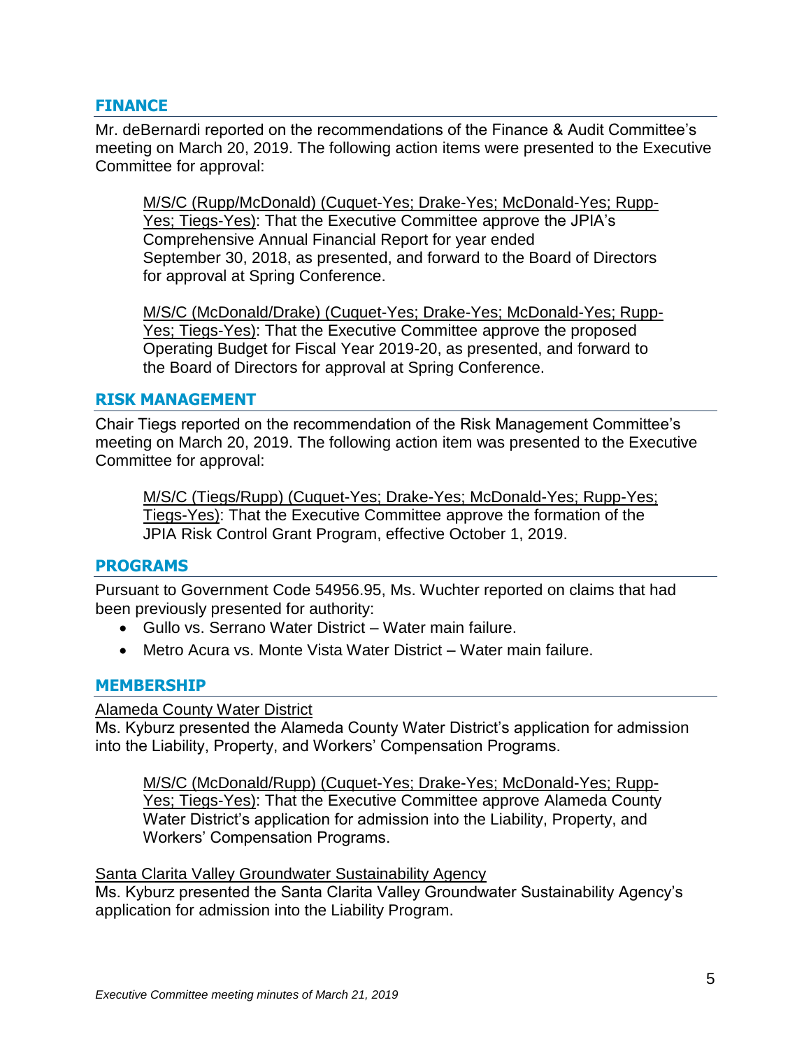## FINANCE

Mr. deBernardi reported on the recommendations of the Finance & Audit Committee's meeting on March 20, 2019. The following action items were presented to the Executive Committee for approval:

> M/S/C (Rupp/McDonald) (Cuquet-Yes; Drake-Yes; McDonald-Yes; Rupp-Yes; Tiegs-Yes): That the Executive Committee approve the JPIA's Comprehensive Annual Financial Report for year ended September 30, 2018, as presented, and forward to the Board of Directors for approval at Spring Conference.

> M/S/C (McDonald/Drake) (Cuquet-Yes; Drake-Yes; McDonald-Yes; Rupp-Yes; Tiegs-Yes): That the Executive Committee approve the proposed Operating Budget for Fiscal Year 2019-20, as presented, and forward to the Board of Directors for approval at Spring Conference.

## RISK MANAGEMENT

Chair Tiegs reported on the recommendation of the Risk Management Committee's meeting on March 20, 2019. The following action item was presented to the Executive Committee for approval:

> M/S/C (Tiegs/Rupp) (Cuquet-Yes; Drake-Yes; McDonald-Yes; Rupp-Yes; Tiegs-Yes): That the Executive Committee approve the formation of the JPIA Risk Control Grant Program, effective October 1, 2019.

## PROGRAMS

Pursuant to Government Code 54956.95, Ms. Wuchter reported on claims that had been previously presented for authority:

- Gullo vs. Serrano Water District – Water main failure.
- Metro Acura vs. Monte Vista Water District – Water main failure.

## MEMBERSHIP

Alameda County Water District

Ms. Kyburz presented the Alameda County Water District's application for admission into the Liability, Property, and Workers' Compensation Programs.

> M/S/C (McDonald/Rupp) (Cuquet-Yes; Drake-Yes; McDonald-Yes; Rupp-Yes; Tiegs-Yes): That the Executive Committee approve Alameda County Water District's application for admission into the Liability, Property, and Workers' Compensation Programs.

Santa Clarita Valley Groundwater Sustainability Agency

Ms. Kyburz presented the Santa Clarita Valley Groundwater Sustainability Agency's application for admission into the Liability Program.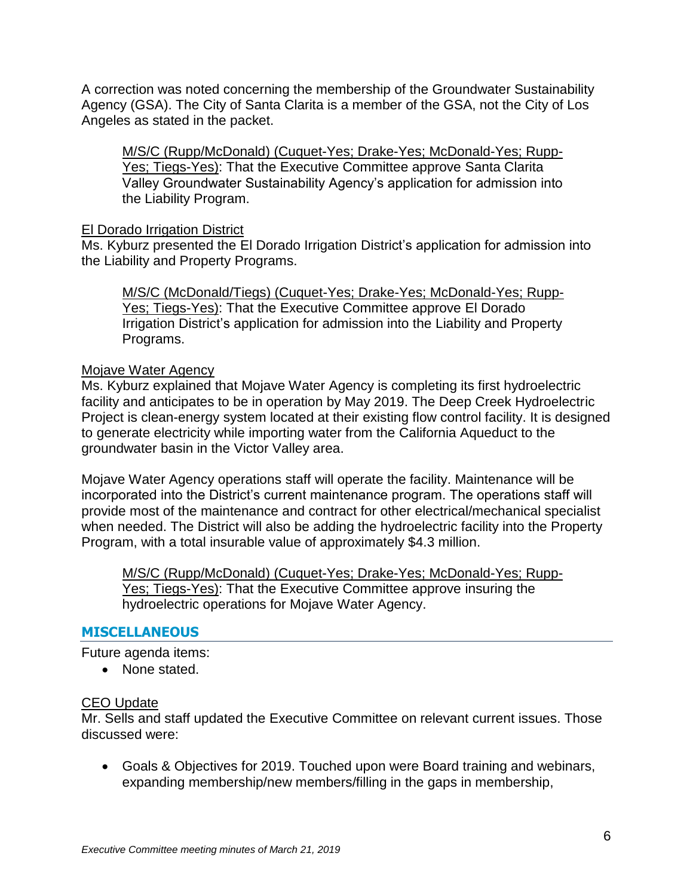A correction was noted concerning the membership of the Groundwater Sustainability Agency (GSA). The City of Santa Clarita is a member of the GSA, not the City of Los Angeles as stated in the packet.

> M/S/C (Rupp/McDonald) (Cuquet-Yes; Drake-Yes; McDonald-Yes; Rupp-Yes; Tiegs-Yes): That the Executive Committee approve Santa Clarita Valley Groundwater Sustainability Agency's application for admission into the Liability Program.

El Dorado Irrigation District

Ms. Kyburz presented the El Dorado Irrigation District's application for admission into the Liability and Property Programs.

> M/S/C (McDonald/Tiegs) (Cuquet-Yes; Drake-Yes; McDonald-Yes; Rupp-Yes; Tiegs-Yes): That the Executive Committee approve El Dorado Irrigation District's application for admission into the Liability and Property Programs.

Mojave Water Agency

Ms. Kyburz explained that Mojave Water Agency is completing its first hydroelectric facility and anticipates to be in operation by May 2019. The Deep Creek Hydroelectric Project is clean-energy system located at their existing flow control facility. It is designed to generate electricity while importing water from the California Aqueduct to the groundwater basin in the Victor Valley area.

Mojave Water Agency operations staff will operate the facility. Maintenance will be incorporated into the District's current maintenance program. The operations staff will provide most of the maintenance and contract for other electrical/mechanical specialist when needed. The District will also be adding the hydroelectric facility into the Property Program, with a total insurable value of approximately $4.3 million.

> M/S/C (Rupp/McDonald) (Cuquet-Yes; Drake-Yes; McDonald-Yes; Rupp-Yes; Tiegs-Yes): That the Executive Committee approve insuring the hydroelectric operations for Mojave Water Agency.

## MISCELLANEOUS

Future agenda items:

- None stated.

CEO Update

Mr. Sells and staff updated the Executive Committee on relevant current issues. Those discussed were:

- Goals & Objectives for 2019. Touched upon were Board training and webinars, expanding membership/new members/filling in the gaps in membership,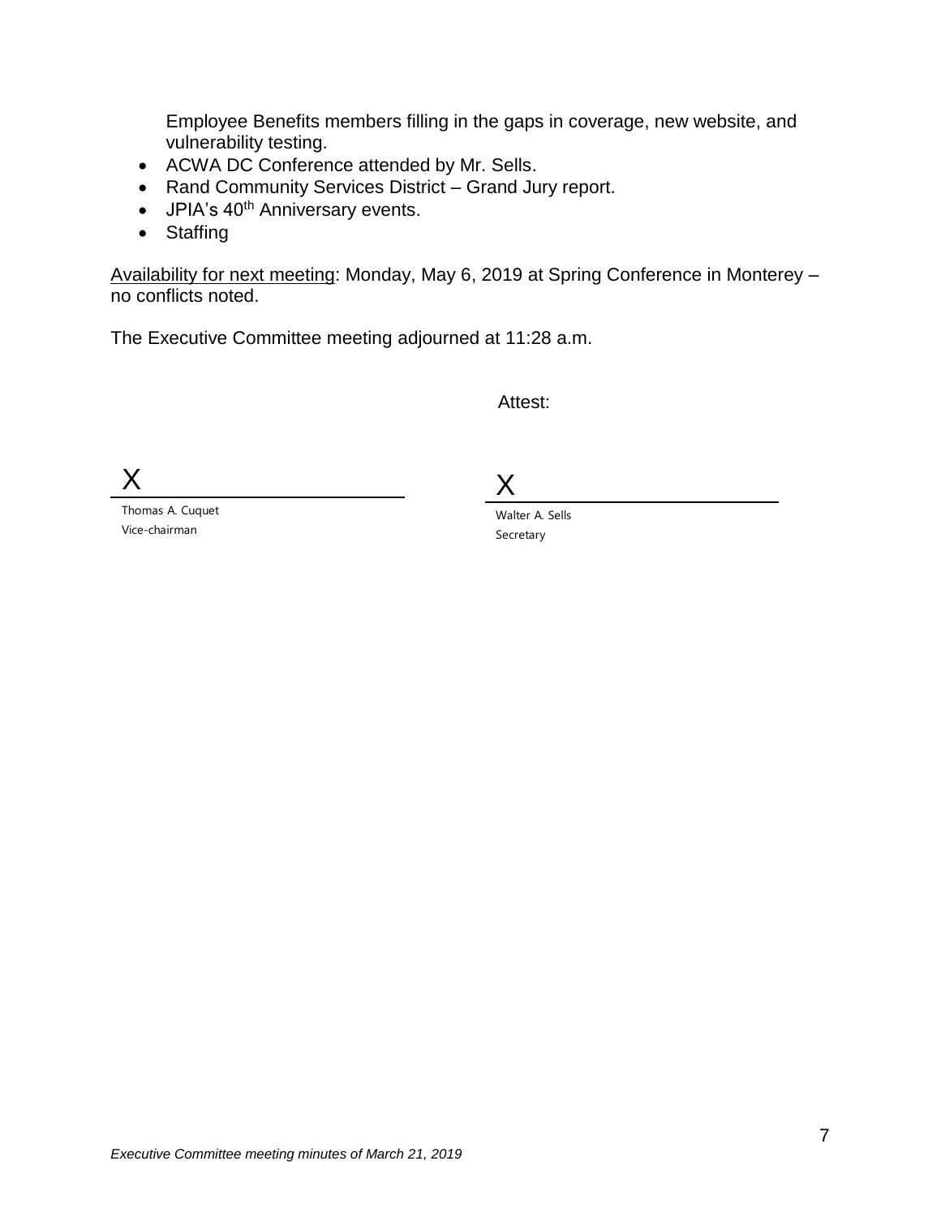Employee Benefits members filling in the gaps in coverage, new website, and vulnerability testing.

- ACWA DC Conference attended by Mr. Sells.
- Rand Community Services District – Grand Jury report.
- JPIA's 40th Anniversary events.
- Staffing

Availability for next meeting: Monday, May 6, 2019 at Spring Conference in Monterey – no conflicts noted.

The Executive Committee meeting adjourned at 11:28 a.m.

Attest:

X
Thomas A. Cuquet
Vice-chairman

X
Walter A. Sells
Secretary

*Executive Committee meeting minutes of March 21, 2019*